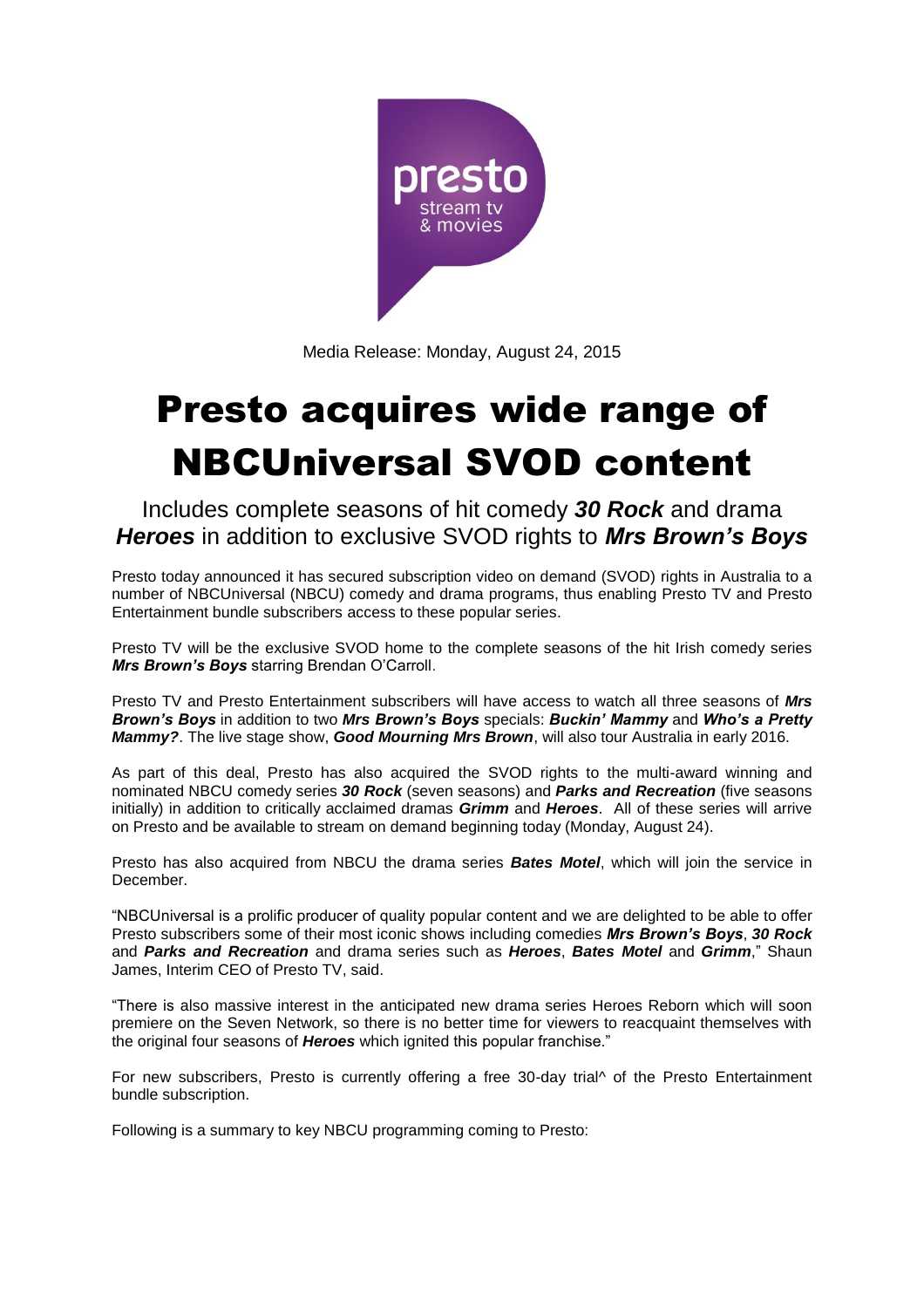Media Release: Monday, August 24, 2015

# Presto acquires wide range of NBCUniversal SVOD content

## Includes complete seasons of hit comedy ***30 Rock*** and drama ***Heroes*** in addition to exclusive SVOD rights to ***Mrs Brown's Boys***

Presto today announced it has secured subscription video on demand (SVOD) rights in Australia to a number of NBCUniversal (NBCU) comedy and drama programs, thus enabling Presto TV and Presto Entertainment bundle subscribers access to these popular series.

Presto TV will be the exclusive SVOD home to the complete seasons of the hit Irish comedy series ***Mrs Brown's Boys*** starring Brendan O'Carroll.

Presto TV and Presto Entertainment subscribers will have access to watch all three seasons of ***Mrs Brown's Boys*** in addition to two ***Mrs Brown's Boys*** specials: ***Buckin' Mammy*** and ***Who's a Pretty Mammy?***. The live stage show, ***Good Mourning Mrs Brown***, will also tour Australia in early 2016.

As part of this deal, Presto has also acquired the SVOD rights to the multi-award winning and nominated NBCU comedy series ***30 Rock*** (seven seasons) and ***Parks and Recreation*** (five seasons initially) in addition to critically acclaimed dramas ***Grimm*** and ***Heroes***. All of these series will arrive on Presto and be available to stream on demand beginning today (Monday, August 24).

Presto has also acquired from NBCU the drama series ***Bates Motel***, which will join the service in December.

"NBCUniversal is a prolific producer of quality popular content and we are delighted to be able to offer Presto subscribers some of their most iconic shows including comedies ***Mrs Brown's Boys***, ***30 Rock*** and ***Parks and Recreation*** and drama series such as ***Heroes***, ***Bates Motel*** and ***Grimm***," Shaun James, Interim CEO of Presto TV, said.

"There is also massive interest in the anticipated new drama series Heroes Reborn which will soon premiere on the Seven Network, so there is no better time for viewers to reacquaint themselves with the original four seasons of ***Heroes*** which ignited this popular franchise."

For new subscribers, Presto is currently offering a free 30-day trial^ of the Presto Entertainment bundle subscription.

Following is a summary to key NBCU programming coming to Presto: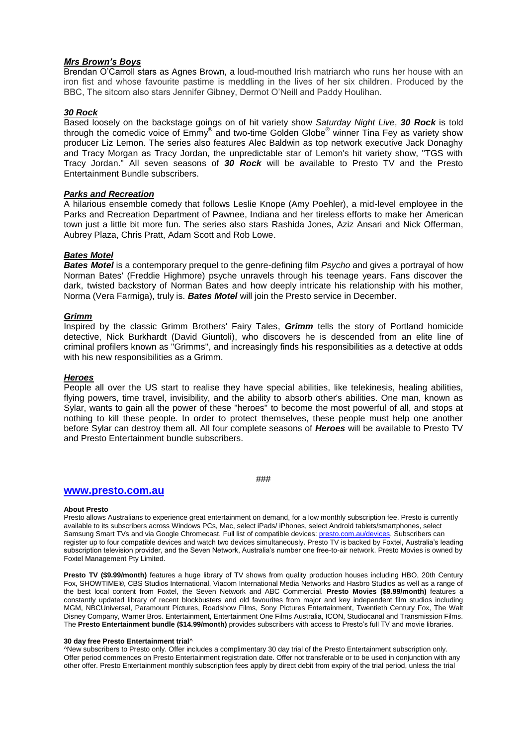### ***Mrs Brown's Boys***

Brendan O'Carroll stars as Agnes Brown, a loud-mouthed Irish matriarch who runs her house with an iron fist and whose favourite pastime is meddling in the lives of her six children. Produced by the BBC, The sitcom also stars Jennifer Gibney, Dermot O'Neill and Paddy Houlihan.

### ***30 Rock***

Based loosely on the backstage goings on of hit variety show *Saturday Night Live*, ***30 Rock*** is told through the comedic voice of Emmy® and two-time Golden Globe® winner Tina Fey as variety show producer Liz Lemon. The series also features Alec Baldwin as top network executive Jack Donaghy and Tracy Morgan as Tracy Jordan, the unpredictable star of Lemon's hit variety show, "TGS with Tracy Jordan." All seven seasons of ***30 Rock*** will be available to Presto TV and the Presto Entertainment Bundle subscribers.

### ***Parks and Recreation***

A hilarious ensemble comedy that follows Leslie Knope (Amy Poehler), a mid-level employee in the Parks and Recreation Department of Pawnee, Indiana and her tireless efforts to make her American town just a little bit more fun. The series also stars Rashida Jones, Aziz Ansari and Nick Offerman, Aubrey Plaza, Chris Pratt, Adam Scott and Rob Lowe.

### ***Bates Motel***

***Bates Motel*** is a contemporary prequel to the genre-defining film *Psycho* and gives a portrayal of how Norman Bates' (Freddie Highmore) psyche unravels through his teenage years. Fans discover the dark, twisted backstory of Norman Bates and how deeply intricate his relationship with his mother, Norma (Vera Farmiga), truly is. ***Bates Motel*** will join the Presto service in December.

### ***Grimm***

Inspired by the classic Grimm Brothers' Fairy Tales, ***Grimm*** tells the story of Portland homicide detective, Nick Burkhardt (David Giuntoli), who discovers he is descended from an elite line of criminal profilers known as "Grimms", and increasingly finds his responsibilities as a detective at odds with his new responsibilities as a Grimm.

### ***Heroes***

People all over the US start to realise they have special abilities, like telekinesis, healing abilities, flying powers, time travel, invisibility, and the ability to absorb other's abilities. One man, known as Sylar, wants to gain all the power of these "heroes" to become the most powerful of all, and stops at nothing to kill these people. In order to protect themselves, these people must help one another before Sylar can destroy them all. All four complete seasons of ***Heroes*** will be available to Presto TV and Presto Entertainment bundle subscribers.

###

**www.presto.com.au**

**About Presto**

Presto allows Australians to experience great entertainment on demand, for a low monthly subscription fee. Presto is currently available to its subscribers across Windows PCs, Mac, select iPads/ iPhones, select Android tablets/smartphones, select Samsung Smart TVs and via Google Chromecast. Full list of compatible devices: presto.com.au/devices. Subscribers can register up to four compatible devices and watch two devices simultaneously. Presto TV is backed by Foxtel, Australia's leading subscription television provider, and the Seven Network, Australia's number one free-to-air network. Presto Movies is owned by Foxtel Management Pty Limited.

**Presto TV ($9.99/month)** features a huge library of TV shows from quality production houses including HBO, 20th Century Fox, SHOWTIME®, CBS Studios International, Viacom International Media Networks and Hasbro Studios as well as a range of the best local content from Foxtel, the Seven Network and ABC Commercial. **Presto Movies ($9.99/month)** features a constantly updated library of recent blockbusters and old favourites from major and key independent film studios including MGM, NBCUniversal, Paramount Pictures, Roadshow Films, Sony Pictures Entertainment, Twentieth Century Fox, The Walt Disney Company, Warner Bros. Entertainment, Entertainment One Films Australia, ICON, Studiocanal and Transmission Films. The **Presto Entertainment bundle ($14.99/month)** provides subscribers with access to Presto's full TV and movie libraries.

**30 day free Presto Entertainment trial**^

^New subscribers to Presto only. Offer includes a complimentary 30 day trial of the Presto Entertainment subscription only. Offer period commences on Presto Entertainment registration date. Offer not transferable or to be used in conjunction with any other offer. Presto Entertainment monthly subscription fees apply by direct debit from expiry of the trial period, unless the trial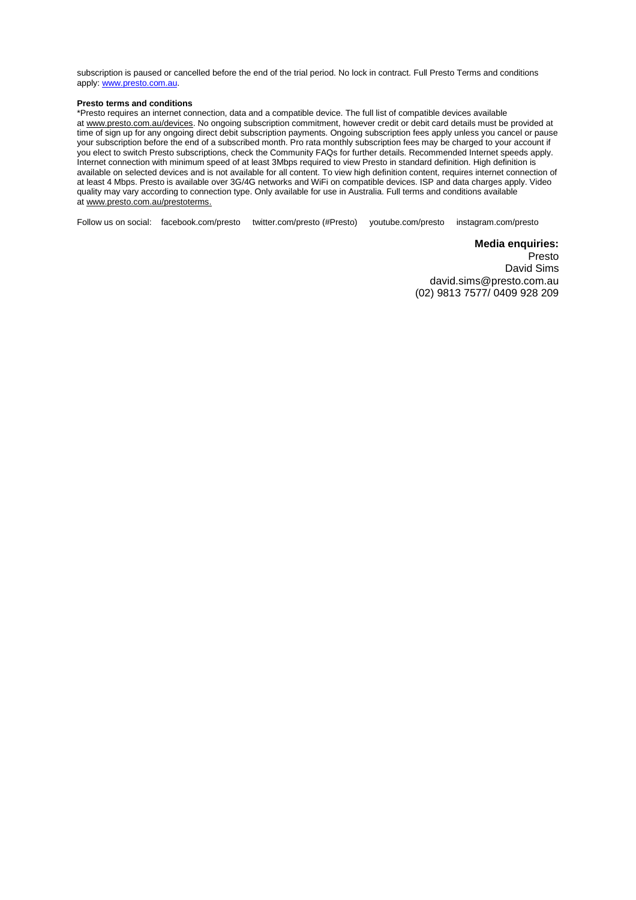subscription is paused or cancelled before the end of the trial period. No lock in contract. Full Presto Terms and conditions apply: [www.presto.com.au](http://www.presto.com.au).

**Presto terms and conditions**

*Presto requires an internet connection, data and a compatible device. The full list of compatible devices available at www.presto.com.au/devices. No ongoing subscription commitment, however credit or debit card details must be provided at time of sign up for any ongoing direct debit subscription payments. Ongoing subscription fees apply unless you cancel or pause your subscription before the end of a subscribed month. Pro rata monthly subscription fees may be charged to your account if you elect to switch Presto subscriptions, check the Community FAQs for further details. Recommended Internet speeds apply. Internet connection with minimum speed of at least 3Mbps required to view Presto in standard definition. High definition is available on selected devices and is not available for all content. To view high definition content, requires internet connection of at least 4 Mbps. Presto is available over 3G/4G networks and WiFi on compatible devices. ISP and data charges apply. Video quality may vary according to connection type. Only available for use in Australia. Full terms and conditions available at www.presto.com.au/prestoterms.

Follow us on social: facebook.com/presto twitter.com/presto (#Presto) youtube.com/presto instagram.com/presto

**Media enquiries:**
Presto
David Sims
david.sims@presto.com.au
(02) 9813 7577/ 0409 928 209